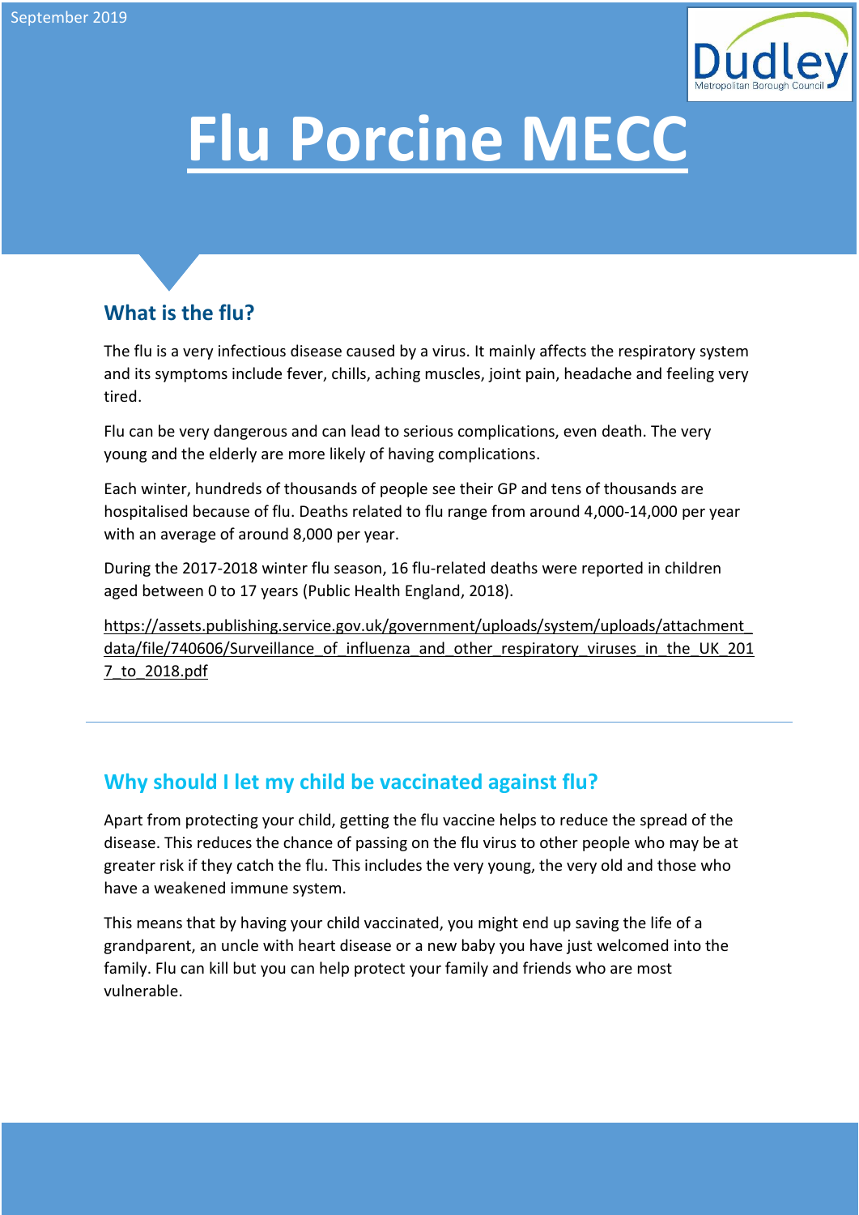September 2019

# Flu Porcine MECC

## What is the flu?

The flu is a very infectious disease caused by a virus. It mainly affects the respiratory system and its symptoms include fever, chills, aching muscles, joint pain, headache and feeling very tired.

Flu can be very dangerous and can lead to serious complications, even death. The very young and the elderly are more likely of having complications.

Each winter, hundreds of thousands of people see their GP and tens of thousands are hospitalised because of flu. Deaths related to flu range from around 4,000-14,000 per year with an average of around 8,000 per year.

During the 2017-2018 winter flu season, 16 flu-related deaths were reported in children aged between 0 to 17 years (Public Health England, 2018).

https://assets.publishing.service.gov.uk/government/uploads/system/uploads/attachment_data/file/740606/Surveillance_of_influenza_and_other_respiratory_viruses_in_the_UK_2017_to_2018.pdf

---

## Why should I let my child be vaccinated against flu?

Apart from protecting your child, getting the flu vaccine helps to reduce the spread of the disease. This reduces the chance of passing on the flu virus to other people who may be at greater risk if they catch the flu. This includes the very young, the very old and those who have a weakened immune system.

This means that by having your child vaccinated, you might end up saving the life of a grandparent, an uncle with heart disease or a new baby you have just welcomed into the family. Flu can kill but you can help protect your family and friends who are most vulnerable.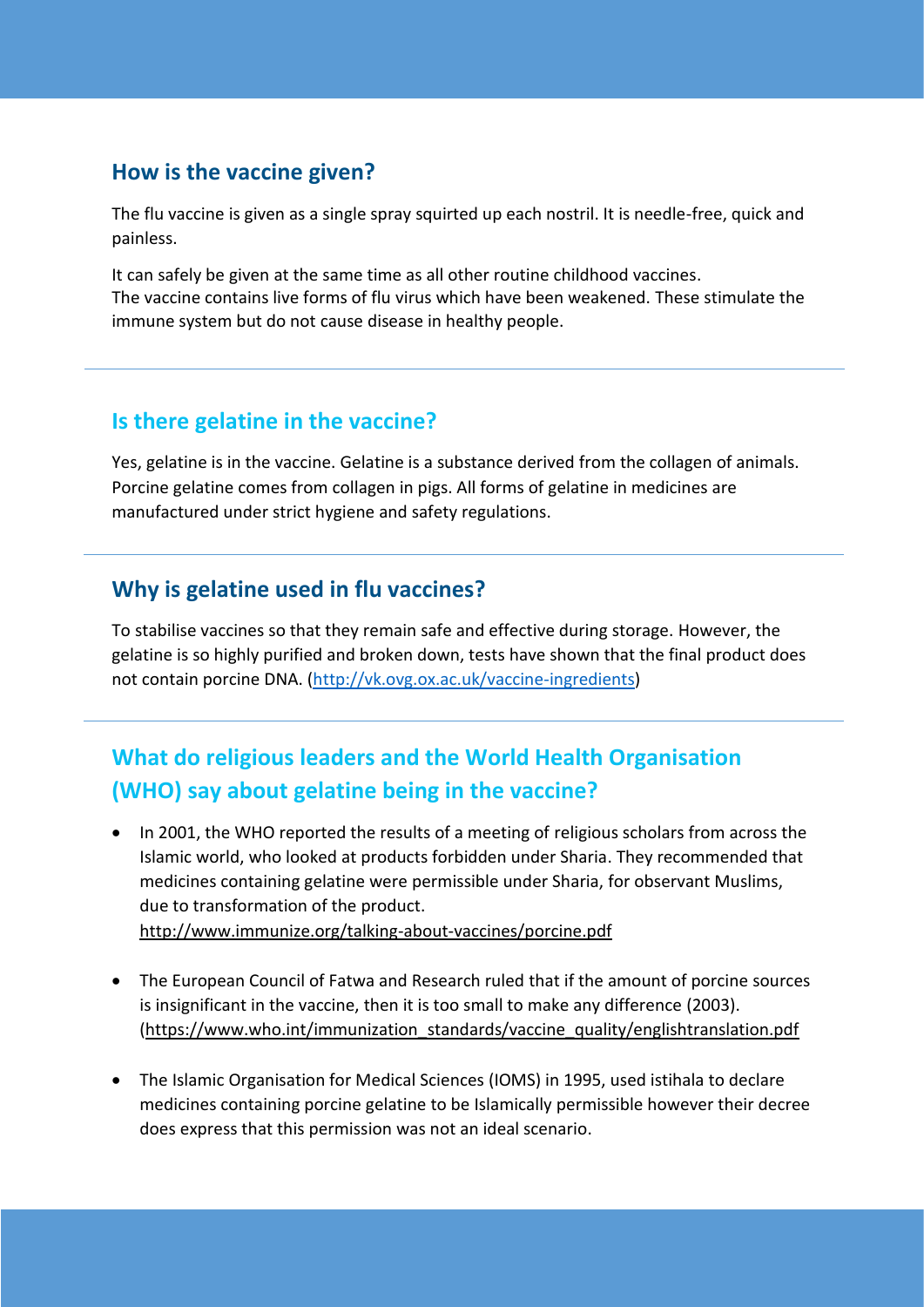## How is the vaccine given?

The flu vaccine is given as a single spray squirted up each nostril. It is needle-free, quick and painless.

It can safely be given at the same time as all other routine childhood vaccines.
The vaccine contains live forms of flu virus which have been weakened. These stimulate the immune system but do not cause disease in healthy people.

---

## Is there gelatine in the vaccine?

Yes, gelatine is in the vaccine. Gelatine is a substance derived from the collagen of animals. Porcine gelatine comes from collagen in pigs. All forms of gelatine in medicines are manufactured under strict hygiene and safety regulations.

---

## Why is gelatine used in flu vaccines?

To stabilise vaccines so that they remain safe and effective during storage. However, the gelatine is so highly purified and broken down, tests have shown that the final product does not contain porcine DNA. (http://vk.ovg.ox.ac.uk/vaccine-ingredients)

---

## What do religious leaders and the World Health Organisation (WHO) say about gelatine being in the vaccine?

- In 2001, the WHO reported the results of a meeting of religious scholars from across the Islamic world, who looked at products forbidden under Sharia. They recommended that medicines containing gelatine were permissible under Sharia, for observant Muslims, due to transformation of the product.
  http://www.immunize.org/talking-about-vaccines/porcine.pdf

- The European Council of Fatwa and Research ruled that if the amount of porcine sources is insignificant in the vaccine, then it is too small to make any difference (2003). (https://www.who.int/immunization_standards/vaccine_quality/englishtranslation.pdf

- The Islamic Organisation for Medical Sciences (IOMS) in 1995, used istihala to declare medicines containing porcine gelatine to be Islamically permissible however their decree does express that this permission was not an ideal scenario.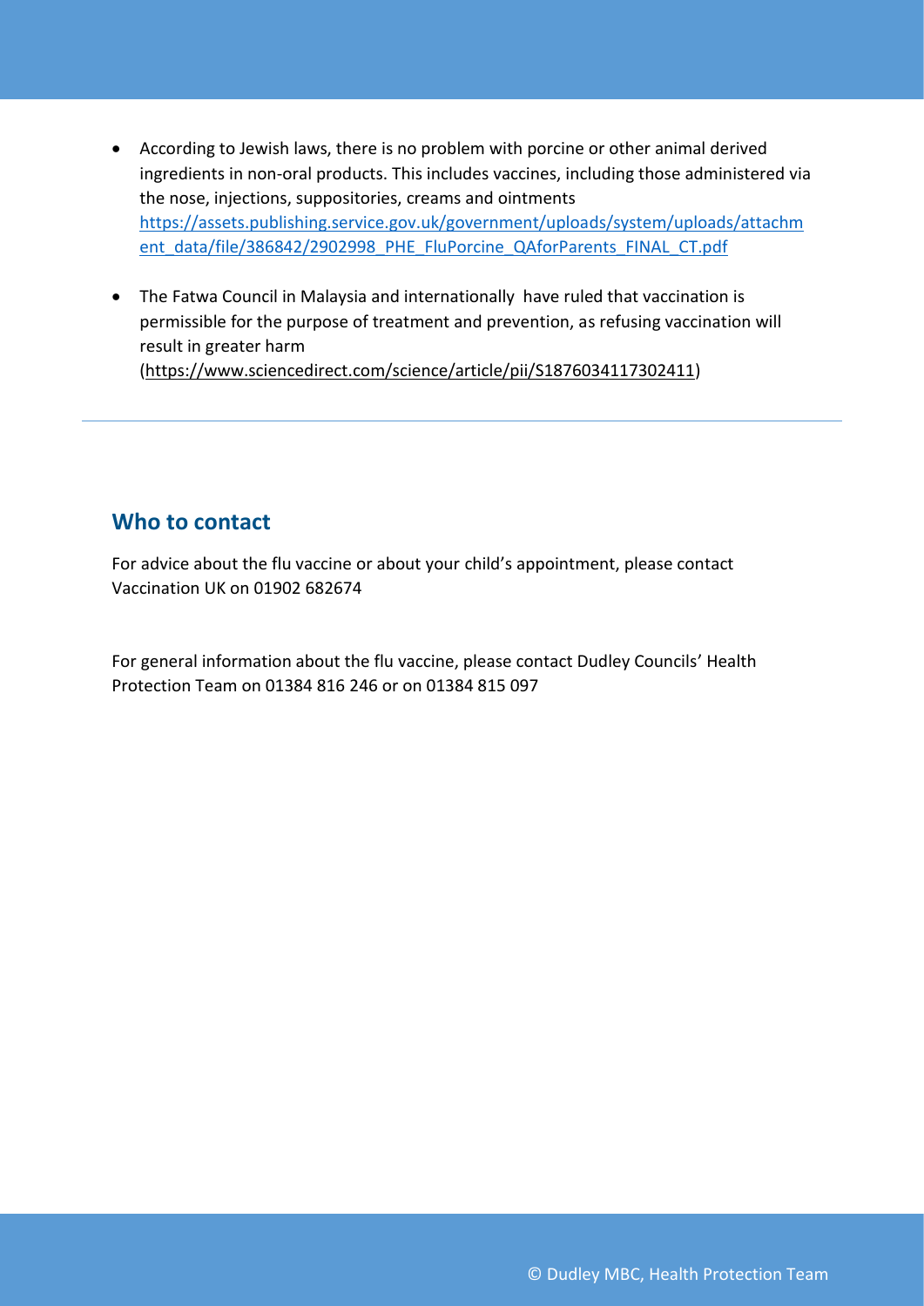- According to Jewish laws, there is no problem with porcine or other animal derived ingredients in non-oral products. This includes vaccines, including those administered via the nose, injections, suppositories, creams and ointments https://assets.publishing.service.gov.uk/government/uploads/system/uploads/attachment_data/file/386842/2902998_PHE_FluPorcine_QAforParents_FINAL_CT.pdf

- The Fatwa Council in Malaysia and internationally have ruled that vaccination is permissible for the purpose of treatment and prevention, as refusing vaccination will result in greater harm (https://www.sciencedirect.com/science/article/pii/S1876034117302411)

---

## Who to contact

For advice about the flu vaccine or about your child's appointment, please contact Vaccination UK on 01902 682674

For general information about the flu vaccine, please contact Dudley Councils' Health Protection Team on 01384 816 246 or on 01384 815 097